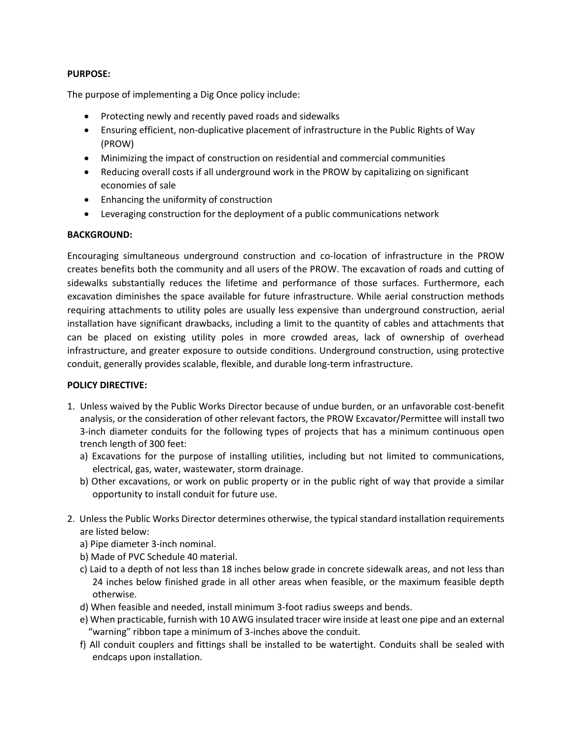**PURPOSE:**

The purpose of implementing a Dig Once policy include:

- Protecting newly and recently paved roads and sidewalks
- Ensuring efficient, non-duplicative placement of infrastructure in the Public Rights of Way (PROW)
- Minimizing the impact of construction on residential and commercial communities
- Reducing overall costs if all underground work in the PROW by capitalizing on significant economies of sale
- Enhancing the uniformity of construction
- Leveraging construction for the deployment of a public communications network

**BACKGROUND:**

Encouraging simultaneous underground construction and co-location of infrastructure in the PROW creates benefits both the community and all users of the PROW. The excavation of roads and cutting of sidewalks substantially reduces the lifetime and performance of those surfaces. Furthermore, each excavation diminishes the space available for future infrastructure. While aerial construction methods requiring attachments to utility poles are usually less expensive than underground construction, aerial installation have significant drawbacks, including a limit to the quantity of cables and attachments that can be placed on existing utility poles in more crowded areas, lack of ownership of overhead infrastructure, and greater exposure to outside conditions. Underground construction, using protective conduit, generally provides scalable, flexible, and durable long-term infrastructure.

**POLICY DIRECTIVE:**

1. Unless waived by the Public Works Director because of undue burden, or an unfavorable cost-benefit analysis, or the consideration of other relevant factors, the PROW Excavator/Permittee will install two 3-inch diameter conduits for the following types of projects that has a minimum continuous open trench length of 300 feet:
   a) Excavations for the purpose of installing utilities, including but not limited to communications, electrical, gas, water, wastewater, storm drainage.
   b) Other excavations, or work on public property or in the public right of way that provide a similar opportunity to install conduit for future use.

2. Unless the Public Works Director determines otherwise, the typical standard installation requirements are listed below:
   a) Pipe diameter 3-inch nominal.
   b) Made of PVC Schedule 40 material.
   c) Laid to a depth of not less than 18 inches below grade in concrete sidewalk areas, and not less than 24 inches below finished grade in all other areas when feasible, or the maximum feasible depth otherwise.
   d) When feasible and needed, install minimum 3-foot radius sweeps and bends.
   e) When practicable, furnish with 10 AWG insulated tracer wire inside at least one pipe and an external "warning" ribbon tape a minimum of 3-inches above the conduit.
   f) All conduit couplers and fittings shall be installed to be watertight. Conduits shall be sealed with endcaps upon installation.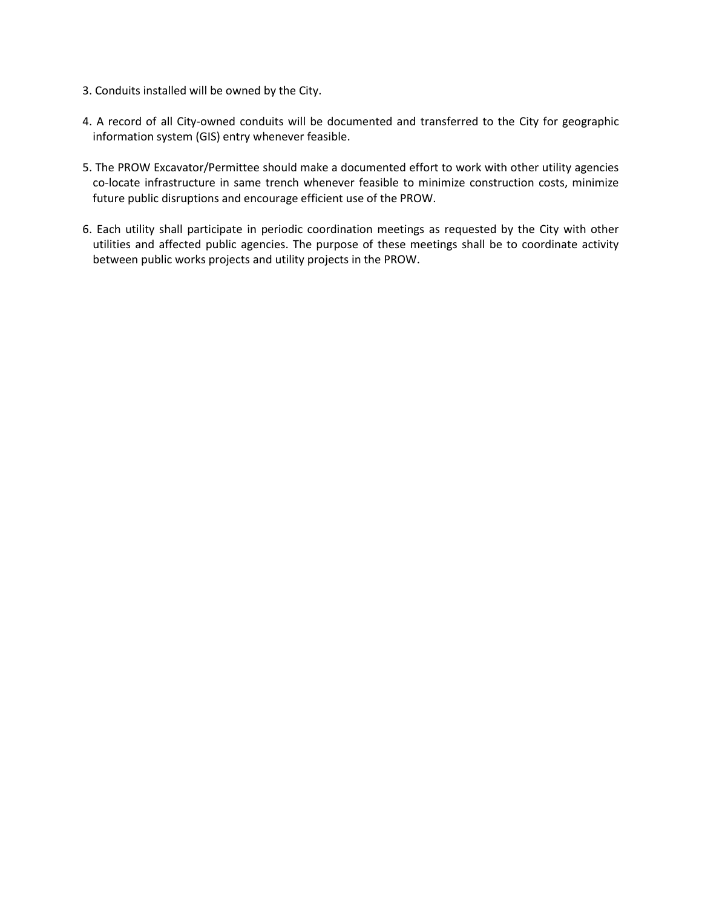3. Conduits installed will be owned by the City.

4. A record of all City-owned conduits will be documented and transferred to the City for geographic information system (GIS) entry whenever feasible.

5. The PROW Excavator/Permittee should make a documented effort to work with other utility agencies co-locate infrastructure in same trench whenever feasible to minimize construction costs, minimize future public disruptions and encourage efficient use of the PROW.

6. Each utility shall participate in periodic coordination meetings as requested by the City with other utilities and affected public agencies. The purpose of these meetings shall be to coordinate activity between public works projects and utility projects in the PROW.